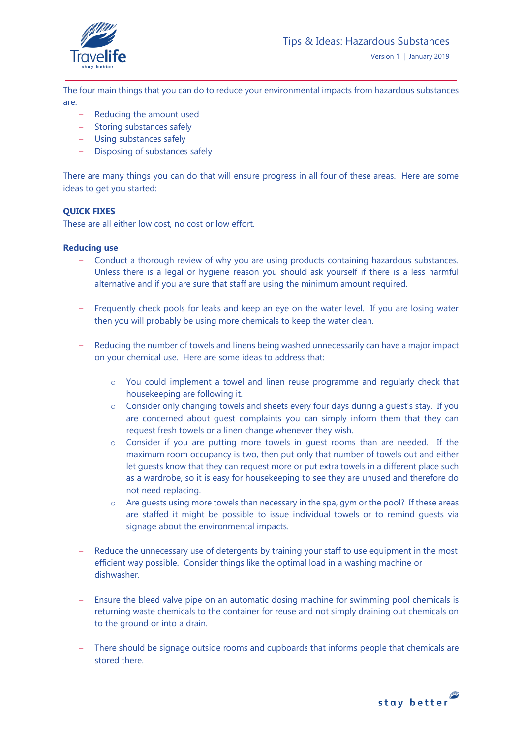The four main things that you can do to reduce your environmental impacts from hazardous substances are:

- Reducing the amount used
- Storing substances safely
- Using substances safely
- Disposing of substances safely

There are many things you can do that will ensure progress in all four of these areas. Here are some ideas to get you started:

**QUICK FIXES**

These are all either low cost, no cost or low effort.

**Reducing use**

- Conduct a thorough review of why you are using products containing hazardous substances. Unless there is a legal or hygiene reason you should ask yourself if there is a less harmful alternative and if you are sure that staff are using the minimum amount required.

- Frequently check pools for leaks and keep an eye on the water level. If you are losing water then you will probably be using more chemicals to keep the water clean.

- Reducing the number of towels and linens being washed unnecessarily can have a major impact on your chemical use. Here are some ideas to address that:

    - You could implement a towel and linen reuse programme and regularly check that housekeeping are following it.
    - Consider only changing towels and sheets every four days during a guest's stay. If you are concerned about guest complaints you can simply inform them that they can request fresh towels or a linen change whenever they wish.
    - Consider if you are putting more towels in guest rooms than are needed. If the maximum room occupancy is two, then put only that number of towels out and either let guests know that they can request more or put extra towels in a different place such as a wardrobe, so it is easy for housekeeping to see they are unused and therefore do not need replacing.
    - Are guests using more towels than necessary in the spa, gym or the pool? If these areas are staffed it might be possible to issue individual towels or to remind guests via signage about the environmental impacts.

- Reduce the unnecessary use of detergents by training your staff to use equipment in the most efficient way possible. Consider things like the optimal load in a washing machine or dishwasher.

- Ensure the bleed valve pipe on an automatic dosing machine for swimming pool chemicals is returning waste chemicals to the container for reuse and not simply draining out chemicals on to the ground or into a drain.

- There should be signage outside rooms and cupboards that informs people that chemicals are stored there.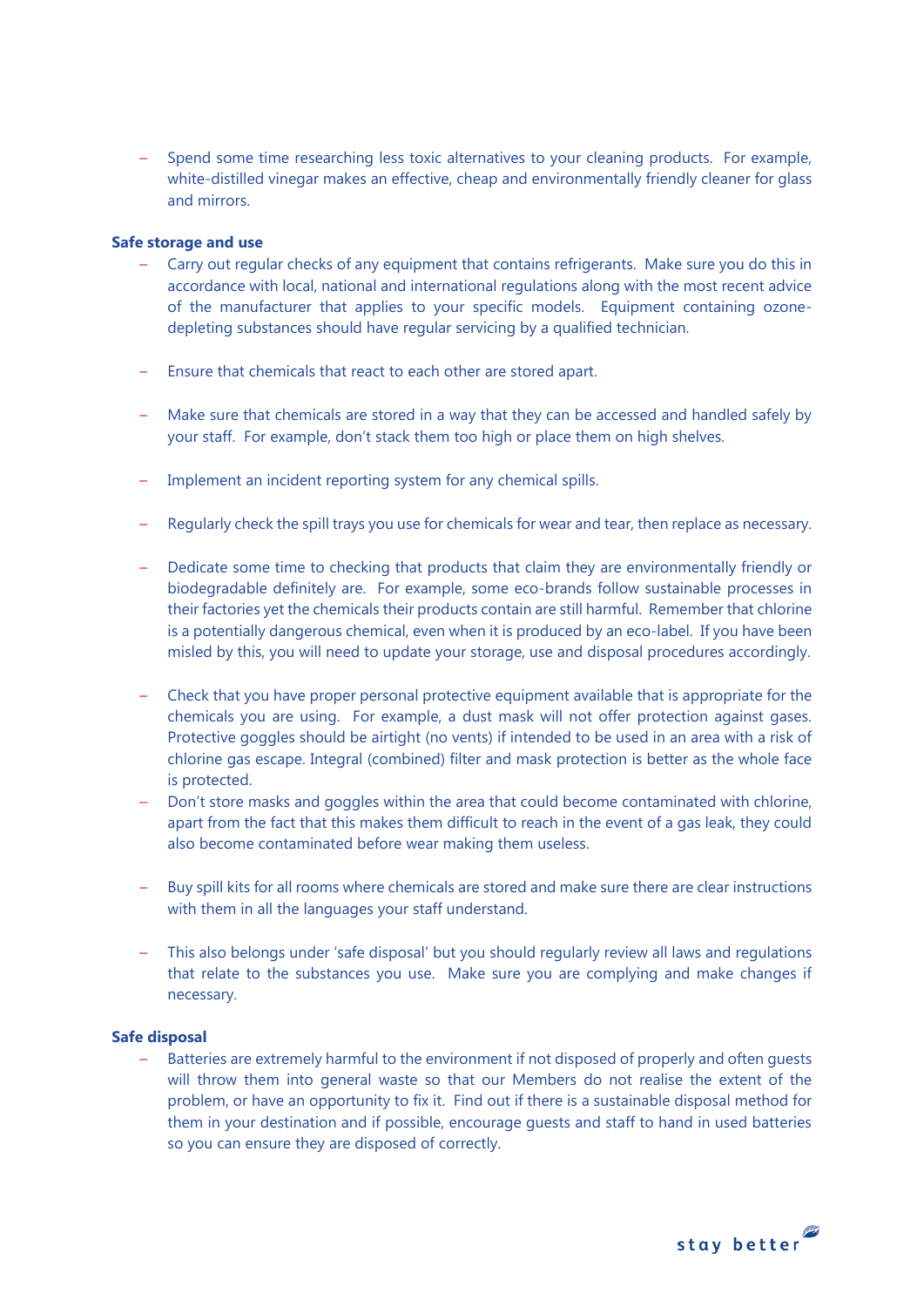- Spend some time researching less toxic alternatives to your cleaning products. For example, white-distilled vinegar makes an effective, cheap and environmentally friendly cleaner for glass and mirrors.

**Safe storage and use**

- Carry out regular checks of any equipment that contains refrigerants. Make sure you do this in accordance with local, national and international regulations along with the most recent advice of the manufacturer that applies to your specific models. Equipment containing ozone-depleting substances should have regular servicing by a qualified technician.

- Ensure that chemicals that react to each other are stored apart.

- Make sure that chemicals are stored in a way that they can be accessed and handled safely by your staff. For example, don't stack them too high or place them on high shelves.

- Implement an incident reporting system for any chemical spills.

- Regularly check the spill trays you use for chemicals for wear and tear, then replace as necessary.

- Dedicate some time to checking that products that claim they are environmentally friendly or biodegradable definitely are. For example, some eco-brands follow sustainable processes in their factories yet the chemicals their products contain are still harmful. Remember that chlorine is a potentially dangerous chemical, even when it is produced by an eco-label. If you have been misled by this, you will need to update your storage, use and disposal procedures accordingly.

- Check that you have proper personal protective equipment available that is appropriate for the chemicals you are using. For example, a dust mask will not offer protection against gases. Protective goggles should be airtight (no vents) if intended to be used in an area with a risk of chlorine gas escape. Integral (combined) filter and mask protection is better as the whole face is protected.
- Don't store masks and goggles within the area that could become contaminated with chlorine, apart from the fact that this makes them difficult to reach in the event of a gas leak, they could also become contaminated before wear making them useless.

- Buy spill kits for all rooms where chemicals are stored and make sure there are clear instructions with them in all the languages your staff understand.

- This also belongs under 'safe disposal' but you should regularly review all laws and regulations that relate to the substances you use. Make sure you are complying and make changes if necessary.

**Safe disposal**

- Batteries are extremely harmful to the environment if not disposed of properly and often guests will throw them into general waste so that our Members do not realise the extent of the problem, or have an opportunity to fix it. Find out if there is a sustainable disposal method for them in your destination and if possible, encourage guests and staff to hand in used batteries so you can ensure they are disposed of correctly.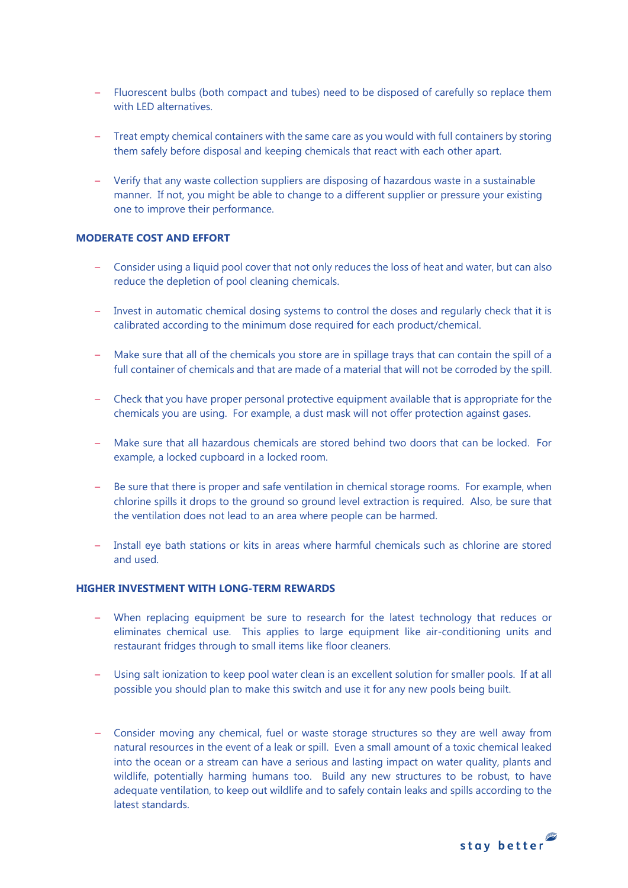- Fluorescent bulbs (both compact and tubes) need to be disposed of carefully so replace them with LED alternatives.

- Treat empty chemical containers with the same care as you would with full containers by storing them safely before disposal and keeping chemicals that react with each other apart.

- Verify that any waste collection suppliers are disposing of hazardous waste in a sustainable manner. If not, you might be able to change to a different supplier or pressure your existing one to improve their performance.

## MODERATE COST AND EFFORT

- Consider using a liquid pool cover that not only reduces the loss of heat and water, but can also reduce the depletion of pool cleaning chemicals.

- Invest in automatic chemical dosing systems to control the doses and regularly check that it is calibrated according to the minimum dose required for each product/chemical.

- Make sure that all of the chemicals you store are in spillage trays that can contain the spill of a full container of chemicals and that are made of a material that will not be corroded by the spill.

- Check that you have proper personal protective equipment available that is appropriate for the chemicals you are using. For example, a dust mask will not offer protection against gases.

- Make sure that all hazardous chemicals are stored behind two doors that can be locked. For example, a locked cupboard in a locked room.

- Be sure that there is proper and safe ventilation in chemical storage rooms. For example, when chlorine spills it drops to the ground so ground level extraction is required. Also, be sure that the ventilation does not lead to an area where people can be harmed.

- Install eye bath stations or kits in areas where harmful chemicals such as chlorine are stored and used.

## HIGHER INVESTMENT WITH LONG-TERM REWARDS

- When replacing equipment be sure to research for the latest technology that reduces or eliminates chemical use. This applies to large equipment like air-conditioning units and restaurant fridges through to small items like floor cleaners.

- Using salt ionization to keep pool water clean is an excellent solution for smaller pools. If at all possible you should plan to make this switch and use it for any new pools being built.

- Consider moving any chemical, fuel or waste storage structures so they are well away from natural resources in the event of a leak or spill. Even a small amount of a toxic chemical leaked into the ocean or a stream can have a serious and lasting impact on water quality, plants and wildlife, potentially harming humans too. Build any new structures to be robust, to have adequate ventilation, to keep out wildlife and to safely contain leaks and spills according to the latest standards.